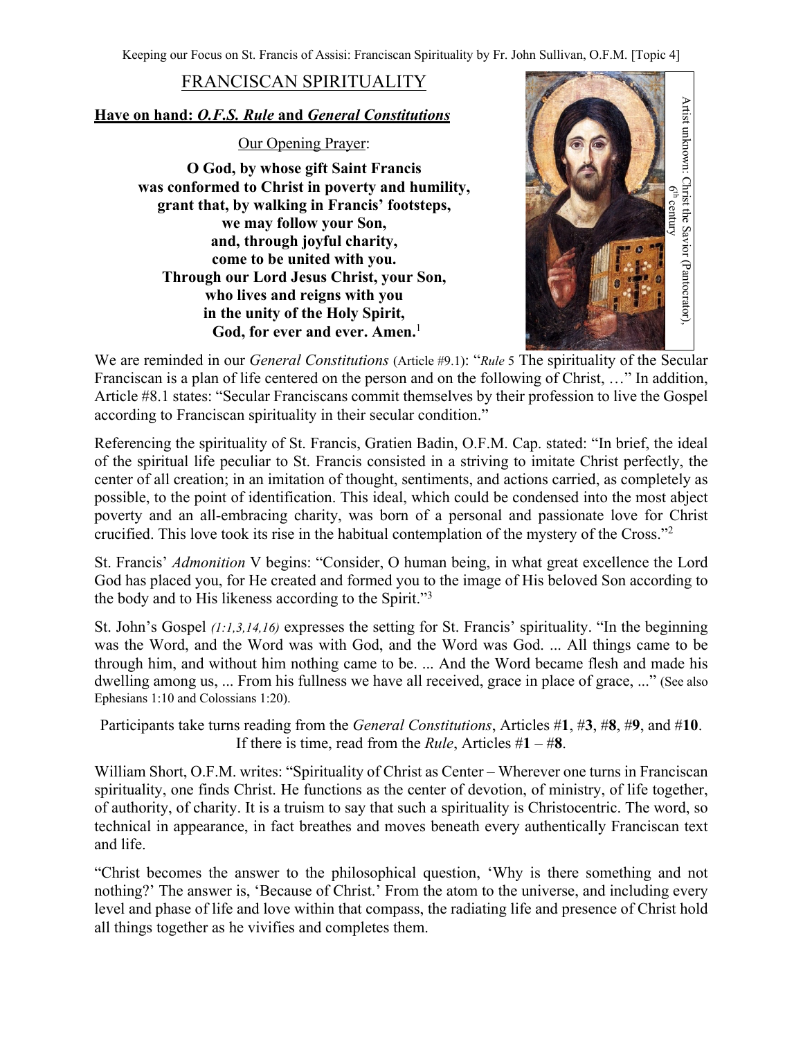# FRANCISCAN SPIRITUALITY

**Have on hand: *O.F.S. Rule* and *General Constitutions***

Our Opening Prayer:

**O God, by whose gift Saint Francis**
**was conformed to Christ in poverty and humility,**
**grant that, by walking in Francis' footsteps,**
**we may follow your Son,**
**and, through joyful charity,**
**come to be united with you.**
**Through our Lord Jesus Christ, your Son,**
**who lives and reigns with you**
**in the unity of the Holy Spirit,**
**God, for ever and ever. Amen.**[1]

Artist unknown: Christ the Savior (Pantocrator), 6th century

We are reminded in our *General Constitutions* (Article #9.1): "*Rule* 5 The spirituality of the Secular Franciscan is a plan of life centered on the person and on the following of Christ, …" In addition, Article #8.1 states: "Secular Franciscans commit themselves by their profession to live the Gospel according to Franciscan spirituality in their secular condition."

Referencing the spirituality of St. Francis, Gratien Badin, O.F.M. Cap. stated: "In brief, the ideal of the spiritual life peculiar to St. Francis consisted in a striving to imitate Christ perfectly, the center of all creation; in an imitation of thought, sentiments, and actions carried, as completely as possible, to the point of identification. This ideal, which could be condensed into the most abject poverty and an all-embracing charity, was born of a personal and passionate love for Christ crucified. This love took its rise in the habitual contemplation of the mystery of the Cross."[2]

St. Francis' *Admonition* V begins: "Consider, O human being, in what great excellence the Lord God has placed you, for He created and formed you to the image of His beloved Son according to the body and to His likeness according to the Spirit."[3]

St. John's Gospel *(1:1,3,14,16)* expresses the setting for St. Francis' spirituality. "In the beginning was the Word, and the Word was with God, and the Word was God. ... All things came to be through him, and without him nothing came to be. ... And the Word became flesh and made his dwelling among us, ... From his fullness we have all received, grace in place of grace, ..." (See also Ephesians 1:10 and Colossians 1:20).

Participants take turns reading from the *General Constitutions*, Articles #**1**, #**3**, #**8**, #**9**, and #**10**. If there is time, read from the *Rule*, Articles #**1** – #**8**.

William Short, O.F.M. writes: "Spirituality of Christ as Center – Wherever one turns in Franciscan spirituality, one finds Christ. He functions as the center of devotion, of ministry, of life together, of authority, of charity. It is a truism to say that such a spirituality is Christocentric. The word, so technical in appearance, in fact breathes and moves beneath every authentically Franciscan text and life.

"Christ becomes the answer to the philosophical question, 'Why is there something and not nothing?' The answer is, 'Because of Christ.' From the atom to the universe, and including every level and phase of life and love within that compass, the radiating life and presence of Christ hold all things together as he vivifies and completes them.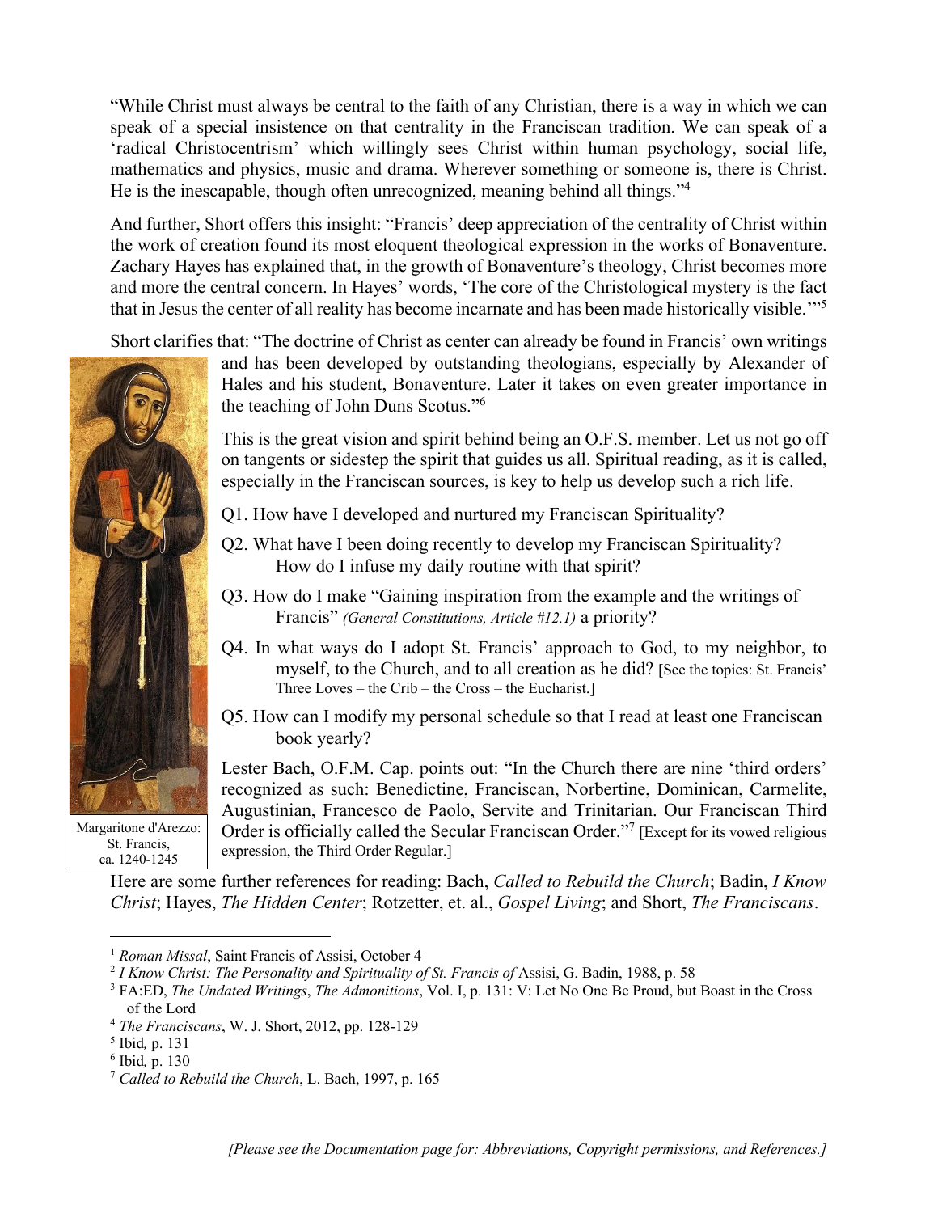"While Christ must always be central to the faith of any Christian, there is a way in which we can speak of a special insistence on that centrality in the Franciscan tradition. We can speak of a 'radical Christocentrism' which willingly sees Christ within human psychology, social life, mathematics and physics, music and drama. Wherever something or someone is, there is Christ. He is the inescapable, though often unrecognized, meaning behind all things."[4]

And further, Short offers this insight: "Francis' deep appreciation of the centrality of Christ within the work of creation found its most eloquent theological expression in the works of Bonaventure. Zachary Hayes has explained that, in the growth of Bonaventure's theology, Christ becomes more and more the central concern. In Hayes' words, 'The core of the Christological mystery is the fact that in Jesus the center of all reality has become incarnate and has been made historically visible.'"[5]

Short clarifies that: "The doctrine of Christ as center can already be found in Francis' own writings and has been developed by outstanding theologians, especially by Alexander of Hales and his student, Bonaventure. Later it takes on even greater importance in the teaching of John Duns Scotus."[6]

Margaritone d'Arezzo: St. Francis, ca. 1240-1245

This is the great vision and spirit behind being an O.F.S. member. Let us not go off on tangents or sidestep the spirit that guides us all. Spiritual reading, as it is called, especially in the Franciscan sources, is key to help us develop such a rich life.

Q1. How have I developed and nurtured my Franciscan Spirituality?

Q2. What have I been doing recently to develop my Franciscan Spirituality? How do I infuse my daily routine with that spirit?

Q3. How do I make "Gaining inspiration from the example and the writings of Francis" *(General Constitutions, Article #12.1)* a priority?

Q4. In what ways do I adopt St. Francis' approach to God, to my neighbor, to myself, to the Church, and to all creation as he did? [See the topics: St. Francis' Three Loves – the Crib – the Cross – the Eucharist.]

Q5. How can I modify my personal schedule so that I read at least one Franciscan book yearly?

Lester Bach, O.F.M. Cap. points out: "In the Church there are nine 'third orders' recognized as such: Benedictine, Franciscan, Norbertine, Dominican, Carmelite, Augustinian, Francesco de Paolo, Servite and Trinitarian. Our Franciscan Third Order is officially called the Secular Franciscan Order."[7] [Except for its vowed religious expression, the Third Order Regular.]

Here are some further references for reading: Bach, *Called to Rebuild the Church*; Badin, *I Know Christ*; Hayes, *The Hidden Center*; Rotzetter, et. al., *Gospel Living*; and Short, *The Franciscans*.

---

[1] *Roman Missal*, Saint Francis of Assisi, October 4

[2] *I Know Christ: The Personality and Spirituality of St. Francis of* Assisi, G. Badin, 1988, p. 58

[3] FA:ED, *The Undated Writings*, *The Admonitions*, Vol. I, p. 131: V: Let No One Be Proud, but Boast in the Cross of the Lord

[4] *The Franciscans*, W. J. Short, 2012, pp. 128-129

[5] Ibid*,* p. 131

[6] Ibid*,* p. 130

[7] *Called to Rebuild the Church*, L. Bach, 1997, p. 165

*[Please see the Documentation page for: Abbreviations, Copyright permissions, and References.]*